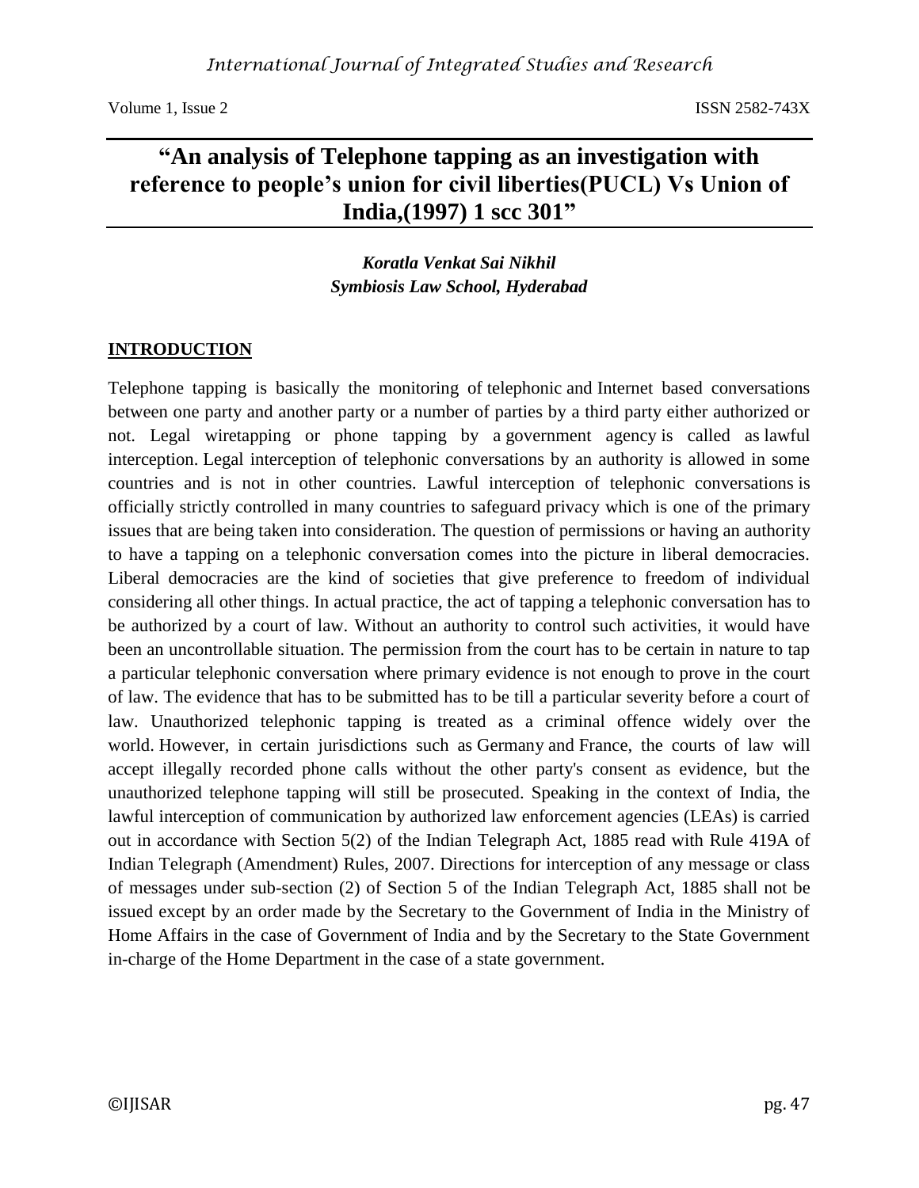# “An analysis of Telephone tapping as an investigation with reference to people’s union for civil liberties(PUCL) Vs Union of India,(1997) 1 scc 301”

***Koratla Venkat Sai Nikhil***
***Symbiosis Law School, Hyderabad***

## INTRODUCTION

Telephone tapping is basically the monitoring of telephonic and Internet based conversations between one party and another party or a number of parties by a third party either authorized or not. Legal wiretapping or phone tapping by a government agency is called as lawful interception. Legal interception of telephonic conversations by an authority is allowed in some countries and is not in other countries. Lawful interception of telephonic conversations is officially strictly controlled in many countries to safeguard privacy which is one of the primary issues that are being taken into consideration. The question of permissions or having an authority to have a tapping on a telephonic conversation comes into the picture in liberal democracies. Liberal democracies are the kind of societies that give preference to freedom of individual considering all other things. In actual practice, the act of tapping a telephonic conversation has to be authorized by a court of law. Without an authority to control such activities, it would have been an uncontrollable situation. The permission from the court has to be certain in nature to tap a particular telephonic conversation where primary evidence is not enough to prove in the court of law. The evidence that has to be submitted has to be till a particular severity before a court of law. Unauthorized telephonic tapping is treated as a criminal offence widely over the world. However, in certain jurisdictions such as Germany and France, the courts of law will accept illegally recorded phone calls without the other party's consent as evidence, but the unauthorized telephone tapping will still be prosecuted. Speaking in the context of India, the lawful interception of communication by authorized law enforcement agencies (LEAs) is carried out in accordance with Section 5(2) of the Indian Telegraph Act, 1885 read with Rule 419A of Indian Telegraph (Amendment) Rules, 2007. Directions for interception of any message or class of messages under sub-section (2) of Section 5 of the Indian Telegraph Act, 1885 shall not be issued except by an order made by the Secretary to the Government of India in the Ministry of Home Affairs in the case of Government of India and by the Secretary to the State Government in-charge of the Home Department in the case of a state government.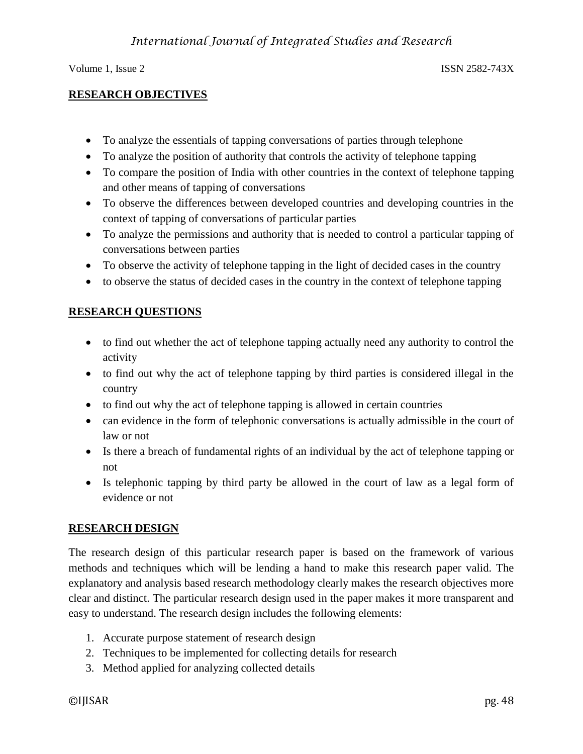## RESEARCH OBJECTIVES

- To analyze the essentials of tapping conversations of parties through telephone
- To analyze the position of authority that controls the activity of telephone tapping
- To compare the position of India with other countries in the context of telephone tapping and other means of tapping of conversations
- To observe the differences between developed countries and developing countries in the context of tapping of conversations of particular parties
- To analyze the permissions and authority that is needed to control a particular tapping of conversations between parties
- To observe the activity of telephone tapping in the light of decided cases in the country
- to observe the status of decided cases in the country in the context of telephone tapping

## RESEARCH QUESTIONS

- to find out whether the act of telephone tapping actually need any authority to control the activity
- to find out why the act of telephone tapping by third parties is considered illegal in the country
- to find out why the act of telephone tapping is allowed in certain countries
- can evidence in the form of telephonic conversations is actually admissible in the court of law or not
- Is there a breach of fundamental rights of an individual by the act of telephone tapping or not
- Is telephonic tapping by third party be allowed in the court of law as a legal form of evidence or not

## RESEARCH DESIGN

The research design of this particular research paper is based on the framework of various methods and techniques which will be lending a hand to make this research paper valid. The explanatory and analysis based research methodology clearly makes the research objectives more clear and distinct. The particular research design used in the paper makes it more transparent and easy to understand. The research design includes the following elements:

1. Accurate purpose statement of research design
2. Techniques to be implemented for collecting details for research
3. Method applied for analyzing collected details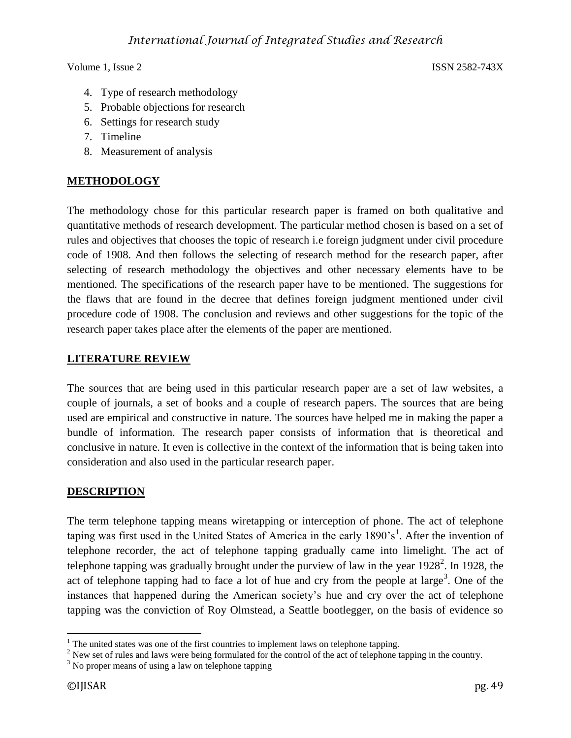4. Type of research methodology
5. Probable objections for research
6. Settings for research study
7. Timeline
8. Measurement of analysis

## METHODOLOGY

The methodology chose for this particular research paper is framed on both qualitative and quantitative methods of research development. The particular method chosen is based on a set of rules and objectives that chooses the topic of research i.e foreign judgment under civil procedure code of 1908. And then follows the selecting of research method for the research paper, after selecting of research methodology the objectives and other necessary elements have to be mentioned. The specifications of the research paper have to be mentioned. The suggestions for the flaws that are found in the decree that defines foreign judgment mentioned under civil procedure code of 1908. The conclusion and reviews and other suggestions for the topic of the research paper takes place after the elements of the paper are mentioned.

## LITERATURE REVIEW

The sources that are being used in this particular research paper are a set of law websites, a couple of journals, a set of books and a couple of research papers. The sources that are being used are empirical and constructive in nature. The sources have helped me in making the paper a bundle of information. The research paper consists of information that is theoretical and conclusive in nature. It even is collective in the context of the information that is being taken into consideration and also used in the particular research paper.

## DESCRIPTION

The term telephone tapping means wiretapping or interception of phone. The act of telephone taping was first used in the United States of America in the early 1890's[1]. After the invention of telephone recorder, the act of telephone tapping gradually came into limelight. The act of telephone tapping was gradually brought under the purview of law in the year 1928[2]. In 1928, the act of telephone tapping had to face a lot of hue and cry from the people at large[3]. One of the instances that happened during the American society's hue and cry over the act of telephone tapping was the conviction of Roy Olmstead, a Seattle bootlegger, on the basis of evidence so

---

[1] The united states was one of the first countries to implement laws on telephone tapping.

[2] New set of rules and laws were being formulated for the control of the act of telephone tapping in the country.

[3] No proper means of using a law on telephone tapping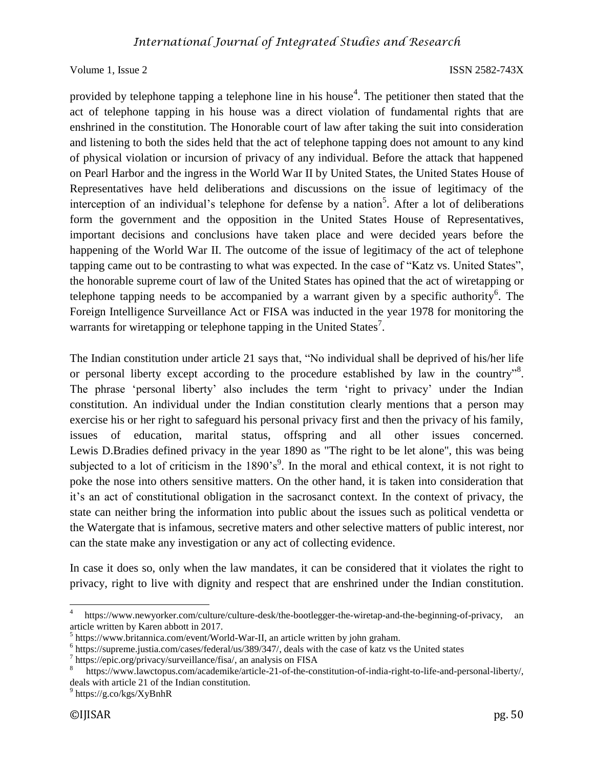provided by telephone tapping a telephone line in his house[4]. The petitioner then stated that the act of telephone tapping in his house was a direct violation of fundamental rights that are enshrined in the constitution. The Honorable court of law after taking the suit into consideration and listening to both the sides held that the act of telephone tapping does not amount to any kind of physical violation or incursion of privacy of any individual. Before the attack that happened on Pearl Harbor and the ingress in the World War II by United States, the United States House of Representatives have held deliberations and discussions on the issue of legitimacy of the interception of an individual's telephone for defense by a nation[5]. After a lot of deliberations form the government and the opposition in the United States House of Representatives, important decisions and conclusions have taken place and were decided years before the happening of the World War II. The outcome of the issue of legitimacy of the act of telephone tapping came out to be contrasting to what was expected. In the case of "Katz vs. United States", the honorable supreme court of law of the United States has opined that the act of wiretapping or telephone tapping needs to be accompanied by a warrant given by a specific authority[6]. The Foreign Intelligence Surveillance Act or FISA was inducted in the year 1978 for monitoring the warrants for wiretapping or telephone tapping in the United States[7].

The Indian constitution under article 21 says that, "No individual shall be deprived of his/her life or personal liberty except according to the procedure established by law in the country"[8]. The phrase 'personal liberty' also includes the term 'right to privacy' under the Indian constitution. An individual under the Indian constitution clearly mentions that a person may exercise his or her right to safeguard his personal privacy first and then the privacy of his family, issues of education, marital status, offspring and all other issues concerned. Lewis D.Bradies defined privacy in the year 1890 as "The right to be let alone", this was being subjected to a lot of criticism in the 1890's[9]. In the moral and ethical context, it is not right to poke the nose into others sensitive matters. On the other hand, it is taken into consideration that it's an act of constitutional obligation in the sacrosanct context. In the context of privacy, the state can neither bring the information into public about the issues such as political vendetta or the Watergate that is infamous, secretive maters and other selective matters of public interest, nor can the state make any investigation or any act of collecting evidence.

In case it does so, only when the law mandates, it can be considered that it violates the right to privacy, right to live with dignity and respect that are enshrined under the Indian constitution.

---

[4] https://www.newyorker.com/culture/culture-desk/the-bootlegger-the-wiretap-and-the-beginning-of-privacy, an article written by Karen abbott in 2017.

[5] https://www.britannica.com/event/World-War-II, an article written by john graham.

[6] https://supreme.justia.com/cases/federal/us/389/347/, deals with the case of katz vs the United states

[7] https://epic.org/privacy/surveillance/fisa/, an analysis on FISA

[8] https://www.lawctopus.com/academike/article-21-of-the-constitution-of-india-right-to-life-and-personal-liberty/, deals with article 21 of the Indian constitution.

[9] https://g.co/kgs/XyBnhR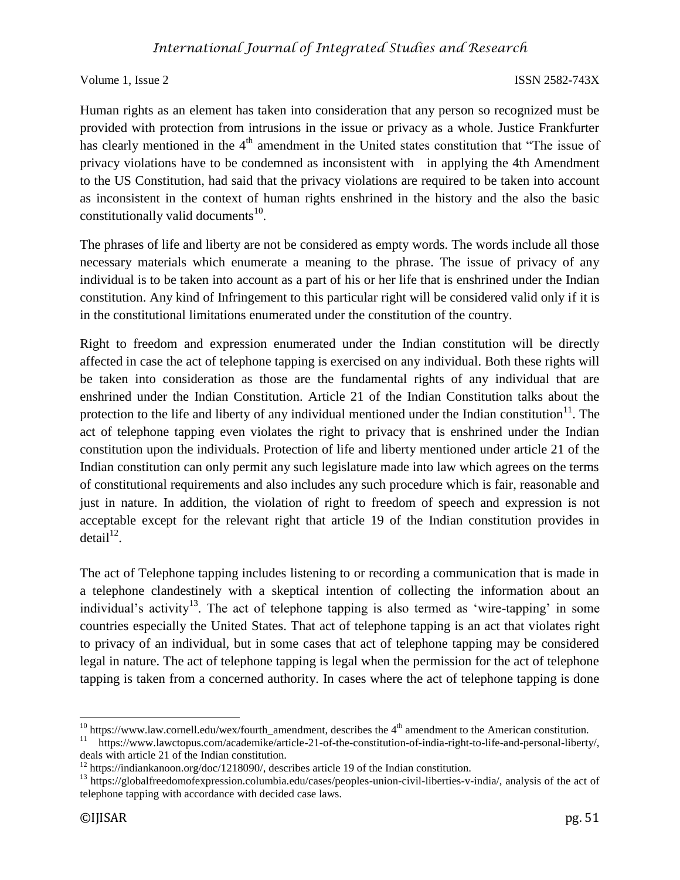Human rights as an element has taken into consideration that any person so recognized must be provided with protection from intrusions in the issue or privacy as a whole. Justice Frankfurter has clearly mentioned in the 4th amendment in the United states constitution that "The issue of privacy violations have to be condemned as inconsistent with in applying the 4th Amendment to the US Constitution, had said that the privacy violations are required to be taken into account as inconsistent in the context of human rights enshrined in the history and the also the basic constitutionally valid documents[10].

The phrases of life and liberty are not be considered as empty words. The words include all those necessary materials which enumerate a meaning to the phrase. The issue of privacy of any individual is to be taken into account as a part of his or her life that is enshrined under the Indian constitution. Any kind of Infringement to this particular right will be considered valid only if it is in the constitutional limitations enumerated under the constitution of the country.

Right to freedom and expression enumerated under the Indian constitution will be directly affected in case the act of telephone tapping is exercised on any individual. Both these rights will be taken into consideration as those are the fundamental rights of any individual that are enshrined under the Indian Constitution. Article 21 of the Indian Constitution talks about the protection to the life and liberty of any individual mentioned under the Indian constitution[11]. The act of telephone tapping even violates the right to privacy that is enshrined under the Indian constitution upon the individuals. Protection of life and liberty mentioned under article 21 of the Indian constitution can only permit any such legislature made into law which agrees on the terms of constitutional requirements and also includes any such procedure which is fair, reasonable and just in nature. In addition, the violation of right to freedom of speech and expression is not acceptable except for the relevant right that article 19 of the Indian constitution provides in detail[12].

The act of Telephone tapping includes listening to or recording a communication that is made in a telephone clandestinely with a skeptical intention of collecting the information about an individual's activity[13]. The act of telephone tapping is also termed as 'wire-tapping' in some countries especially the United States. That act of telephone tapping is an act that violates right to privacy of an individual, but in some cases that act of telephone tapping may be considered legal in nature. The act of telephone tapping is legal when the permission for the act of telephone tapping is taken from a concerned authority. In cases where the act of telephone tapping is done

---

[10] https://www.law.cornell.edu/wex/fourth_amendment, describes the 4th amendment to the American constitution.

[11] https://www.lawctopus.com/academike/article-21-of-the-constitution-of-india-right-to-life-and-personal-liberty/, deals with article 21 of the Indian constitution.

[12] https://indiankanoon.org/doc/1218090/, describes article 19 of the Indian constitution.

[13] https://globalfreedomofexpression.columbia.edu/cases/peoples-union-civil-liberties-v-india/, analysis of the act of telephone tapping with accordance with decided case laws.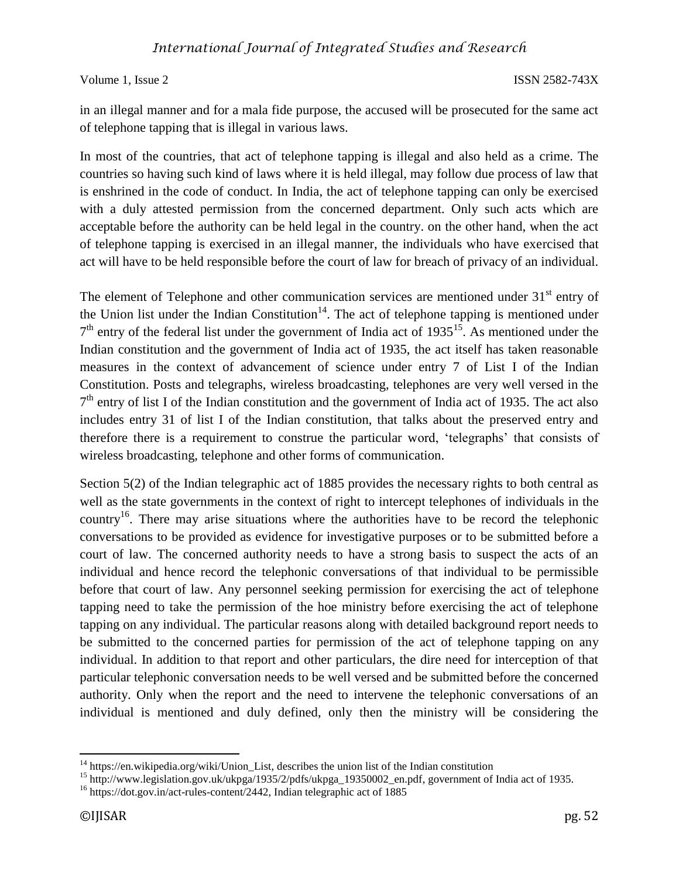in an illegal manner and for a mala fide purpose, the accused will be prosecuted for the same act of telephone tapping that is illegal in various laws.

In most of the countries, that act of telephone tapping is illegal and also held as a crime. The countries so having such kind of laws where it is held illegal, may follow due process of law that is enshrined in the code of conduct. In India, the act of telephone tapping can only be exercised with a duly attested permission from the concerned department. Only such acts which are acceptable before the authority can be held legal in the country. on the other hand, when the act of telephone tapping is exercised in an illegal manner, the individuals who have exercised that act will have to be held responsible before the court of law for breach of privacy of an individual.

The element of Telephone and other communication services are mentioned under 31st entry of the Union list under the Indian Constitution[14]. The act of telephone tapping is mentioned under 7th entry of the federal list under the government of India act of 1935[15]. As mentioned under the Indian constitution and the government of India act of 1935, the act itself has taken reasonable measures in the context of advancement of science under entry 7 of List I of the Indian Constitution. Posts and telegraphs, wireless broadcasting, telephones are very well versed in the 7th entry of list I of the Indian constitution and the government of India act of 1935. The act also includes entry 31 of list I of the Indian constitution, that talks about the preserved entry and therefore there is a requirement to construe the particular word, 'telegraphs' that consists of wireless broadcasting, telephone and other forms of communication.

Section 5(2) of the Indian telegraphic act of 1885 provides the necessary rights to both central as well as the state governments in the context of right to intercept telephones of individuals in the country[16]. There may arise situations where the authorities have to be record the telephonic conversations to be provided as evidence for investigative purposes or to be submitted before a court of law. The concerned authority needs to have a strong basis to suspect the acts of an individual and hence record the telephonic conversations of that individual to be permissible before that court of law. Any personnel seeking permission for exercising the act of telephone tapping need to take the permission of the hoe ministry before exercising the act of telephone tapping on any individual. The particular reasons along with detailed background report needs to be submitted to the concerned parties for permission of the act of telephone tapping on any individual. In addition to that report and other particulars, the dire need for interception of that particular telephonic conversation needs to be well versed and be submitted before the concerned authority. Only when the report and the need to intervene the telephonic conversations of an individual is mentioned and duly defined, only then the ministry will be considering the

---

[14] https://en.wikipedia.org/wiki/Union_List, describes the union list of the Indian constitution

[15] http://www.legislation.gov.uk/ukpga/1935/2/pdfs/ukpga_19350002_en.pdf, government of India act of 1935.

[16] https://dot.gov.in/act-rules-content/2442, Indian telegraphic act of 1885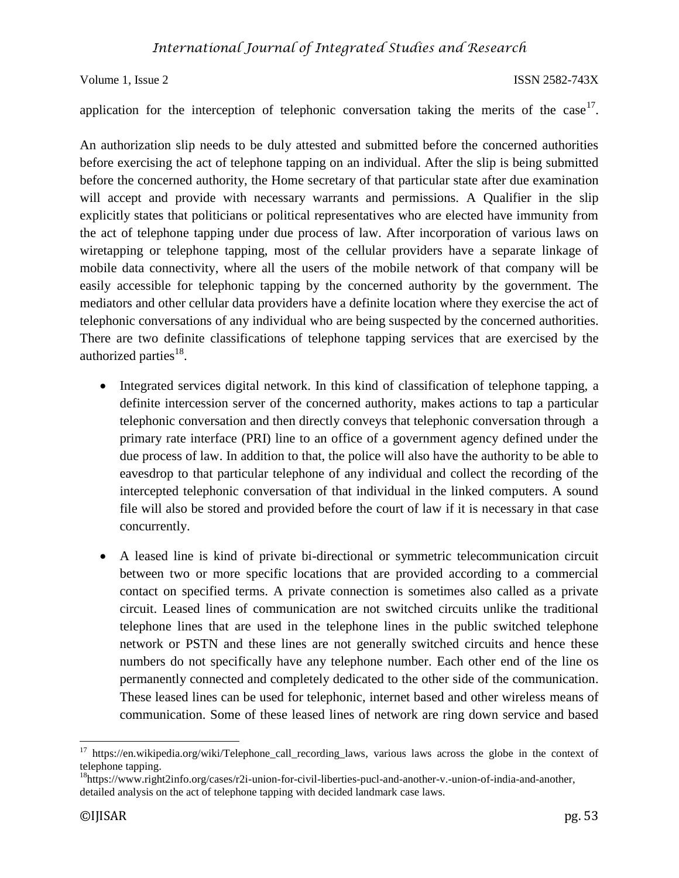application for the interception of telephonic conversation taking the merits of the case[17].

An authorization slip needs to be duly attested and submitted before the concerned authorities before exercising the act of telephone tapping on an individual. After the slip is being submitted before the concerned authority, the Home secretary of that particular state after due examination will accept and provide with necessary warrants and permissions. A Qualifier in the slip explicitly states that politicians or political representatives who are elected have immunity from the act of telephone tapping under due process of law. After incorporation of various laws on wiretapping or telephone tapping, most of the cellular providers have a separate linkage of mobile data connectivity, where all the users of the mobile network of that company will be easily accessible for telephonic tapping by the concerned authority by the government. The mediators and other cellular data providers have a definite location where they exercise the act of telephonic conversations of any individual who are being suspected by the concerned authorities. There are two definite classifications of telephone tapping services that are exercised by the authorized parties[18].

- Integrated services digital network. In this kind of classification of telephone tapping, a definite intercession server of the concerned authority, makes actions to tap a particular telephonic conversation and then directly conveys that telephonic conversation through a primary rate interface (PRI) line to an office of a government agency defined under the due process of law. In addition to that, the police will also have the authority to be able to eavesdrop to that particular telephone of any individual and collect the recording of the intercepted telephonic conversation of that individual in the linked computers. A sound file will also be stored and provided before the court of law if it is necessary in that case concurrently.
- A leased line is kind of private bi-directional or symmetric telecommunication circuit between two or more specific locations that are provided according to a commercial contact on specified terms. A private connection is sometimes also called as a private circuit. Leased lines of communication are not switched circuits unlike the traditional telephone lines that are used in the telephone lines in the public switched telephone network or PSTN and these lines are not generally switched circuits and hence these numbers do not specifically have any telephone number. Each other end of the line os permanently connected and completely dedicated to the other side of the communication. These leased lines can be used for telephonic, internet based and other wireless means of communication. Some of these leased lines of network are ring down service and based

---

[17] https://en.wikipedia.org/wiki/Telephone_call_recording_laws, various laws across the globe in the context of telephone tapping.

[18] https://www.right2info.org/cases/r2i-union-for-civil-liberties-pucl-and-another-v.-union-of-india-and-another, detailed analysis on the act of telephone tapping with decided landmark case laws.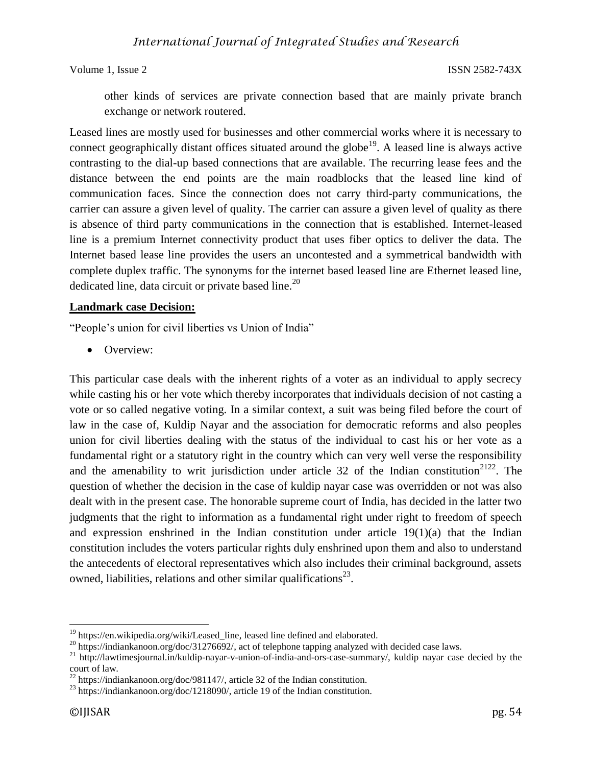other kinds of services are private connection based that are mainly private branch exchange or network routered.

Leased lines are mostly used for businesses and other commercial works where it is necessary to connect geographically distant offices situated around the globe[19]. A leased line is always active contrasting to the dial-up based connections that are available. The recurring lease fees and the distance between the end points are the main roadblocks that the leased line kind of communication faces. Since the connection does not carry third-party communications, the carrier can assure a given level of quality. The carrier can assure a given level of quality as there is absence of third party communications in the connection that is established. Internet-leased line is a premium Internet connectivity product that uses fiber optics to deliver the data. The Internet based lease line provides the users an uncontested and a symmetrical bandwidth with complete duplex traffic. The synonyms for the internet based leased line are Ethernet leased line, dedicated line, data circuit or private based line.[20]

**Landmark case Decision:**

"People's union for civil liberties vs Union of India"

- Overview:

This particular case deals with the inherent rights of a voter as an individual to apply secrecy while casting his or her vote which thereby incorporates that individuals decision of not casting a vote or so called negative voting. In a similar context, a suit was being filed before the court of law in the case of, Kuldip Nayar and the association for democratic reforms and also peoples union for civil liberties dealing with the status of the individual to cast his or her vote as a fundamental right or a statutory right in the country which can very well verse the responsibility and the amenability to writ jurisdiction under article 32 of the Indian constitution[21][22]. The question of whether the decision in the case of kuldip nayar case was overridden or not was also dealt with in the present case. The honorable supreme court of India, has decided in the latter two judgments that the right to information as a fundamental right under right to freedom of speech and expression enshrined in the Indian constitution under article 19(1)(a) that the Indian constitution includes the voters particular rights duly enshrined upon them and also to understand the antecedents of electoral representatives which also includes their criminal background, assets owned, liabilities, relations and other similar qualifications[23].

---

[19] https://en.wikipedia.org/wiki/Leased_line, leased line defined and elaborated.

[20] https://indiankanoon.org/doc/31276692/, act of telephone tapping analyzed with decided case laws.

[21] http://lawtimesjournal.in/kuldip-nayar-v-union-of-india-and-ors-case-summary/, kuldip nayar case decied by the court of law.

[22] https://indiankanoon.org/doc/981147/, article 32 of the Indian constitution.

[23] https://indiankanoon.org/doc/1218090/, article 19 of the Indian constitution.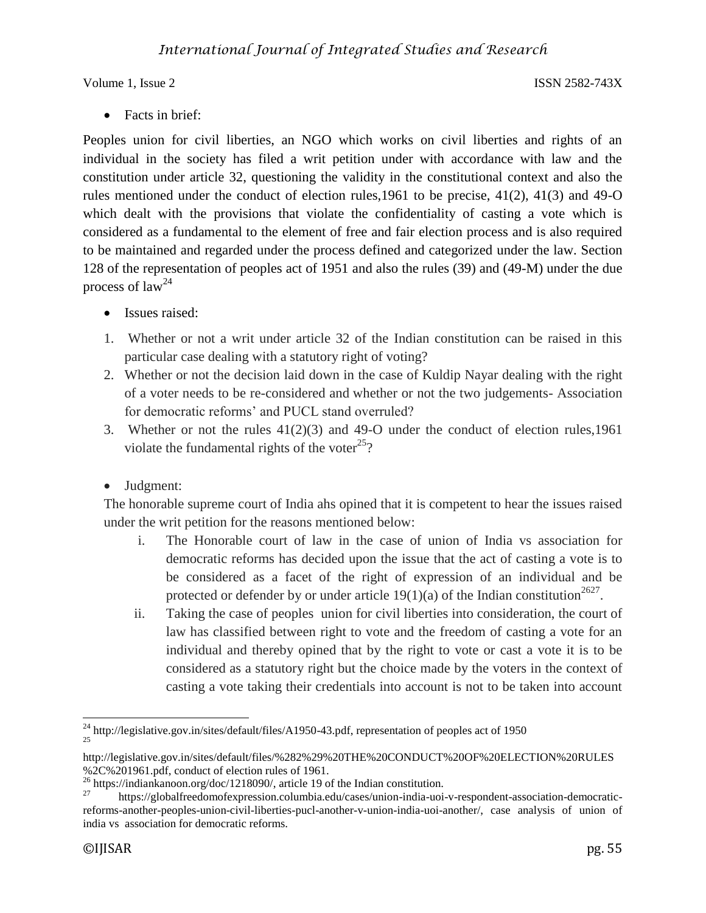- Facts in brief:

Peoples union for civil liberties, an NGO which works on civil liberties and rights of an individual in the society has filed a writ petition under with accordance with law and the constitution under article 32, questioning the validity in the constitutional context and also the rules mentioned under the conduct of election rules,1961 to be precise, 41(2), 41(3) and 49-O which dealt with the provisions that violate the confidentiality of casting a vote which is considered as a fundamental to the element of free and fair election process and is also required to be maintained and regarded under the process defined and categorized under the law. Section 128 of the representation of peoples act of 1951 and also the rules (39) and (49-M) under the due process of law[24]

- Issues raised:

1. Whether or not a writ under article 32 of the Indian constitution can be raised in this particular case dealing with a statutory right of voting?
2. Whether or not the decision laid down in the case of Kuldip Nayar dealing with the right of a voter needs to be re-considered and whether or not the two judgements- Association for democratic reforms' and PUCL stand overruled?
3. Whether or not the rules 41(2)(3) and 49-O under the conduct of election rules,1961 violate the fundamental rights of the voter[25]?

- Judgment:

The honorable supreme court of India ahs opined that it is competent to hear the issues raised under the writ petition for the reasons mentioned below:

i. The Honorable court of law in the case of union of India vs association for democratic reforms has decided upon the issue that the act of casting a vote is to be considered as a facet of the right of expression of an individual and be protected or defender by or under article 19(1)(a) of the Indian constitution[26][27].

ii. Taking the case of peoples union for civil liberties into consideration, the court of law has classified between right to vote and the freedom of casting a vote for an individual and thereby opined that by the right to vote or cast a vote it is to be considered as a statutory right but the choice made by the voters in the context of casting a vote taking their credentials into account is not to be taken into account

---

[24] http://legislative.gov.in/sites/default/files/A1950-43.pdf, representation of peoples act of 1950

[25] http://legislative.gov.in/sites/default/files/%282%29%20THE%20CONDUCT%20OF%20ELECTION%20RULES%2C%201961.pdf, conduct of election rules of 1961.

[26] https://indiankanoon.org/doc/1218090/, article 19 of the Indian constitution.

[27] https://globalfreedomofexpression.columbia.edu/cases/union-india-uoi-v-respondent-association-democratic-reforms-another-peoples-union-civil-liberties-pucl-another-v-union-india-uoi-another/, case analysis of union of india vs association for democratic reforms.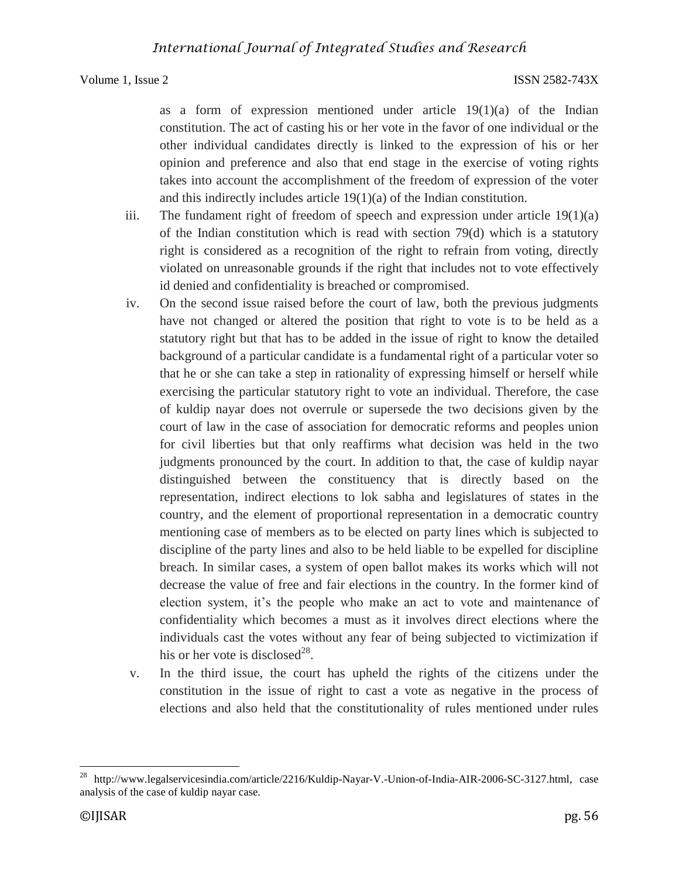as a form of expression mentioned under article 19(1)(a) of the Indian constitution. The act of casting his or her vote in the favor of one individual or the other individual candidates directly is linked to the expression of his or her opinion and preference and also that end stage in the exercise of voting rights takes into account the accomplishment of the freedom of expression of the voter and this indirectly includes article 19(1)(a) of the Indian constitution.

iii. The fundament right of freedom of speech and expression under article 19(1)(a) of the Indian constitution which is read with section 79(d) which is a statutory right is considered as a recognition of the right to refrain from voting, directly violated on unreasonable grounds if the right that includes not to vote effectively id denied and confidentiality is breached or compromised.

iv. On the second issue raised before the court of law, both the previous judgments have not changed or altered the position that right to vote is to be held as a statutory right but that has to be added in the issue of right to know the detailed background of a particular candidate is a fundamental right of a particular voter so that he or she can take a step in rationality of expressing himself or herself while exercising the particular statutory right to vote an individual. Therefore, the case of kuldip nayar does not overrule or supersede the two decisions given by the court of law in the case of association for democratic reforms and peoples union for civil liberties but that only reaffirms what decision was held in the two judgments pronounced by the court. In addition to that, the case of kuldip nayar distinguished between the constituency that is directly based on the representation, indirect elections to lok sabha and legislatures of states in the country, and the element of proportional representation in a democratic country mentioning case of members as to be elected on party lines which is subjected to discipline of the party lines and also to be held liable to be expelled for discipline breach. In similar cases, a system of open ballot makes its works which will not decrease the value of free and fair elections in the country. In the former kind of election system, it's the people who make an act to vote and maintenance of confidentiality which becomes a must as it involves direct elections where the individuals cast the votes without any fear of being subjected to victimization if his or her vote is disclosed[28].

v. In the third issue, the court has upheld the rights of the citizens under the constitution in the issue of right to cast a vote as negative in the process of elections and also held that the constitutionality of rules mentioned under rules

---

[28] http://www.legalservicesindia.com/article/2216/Kuldip-Nayar-V.-Union-of-India-AIR-2006-SC-3127.html, case analysis of the case of kuldip nayar case.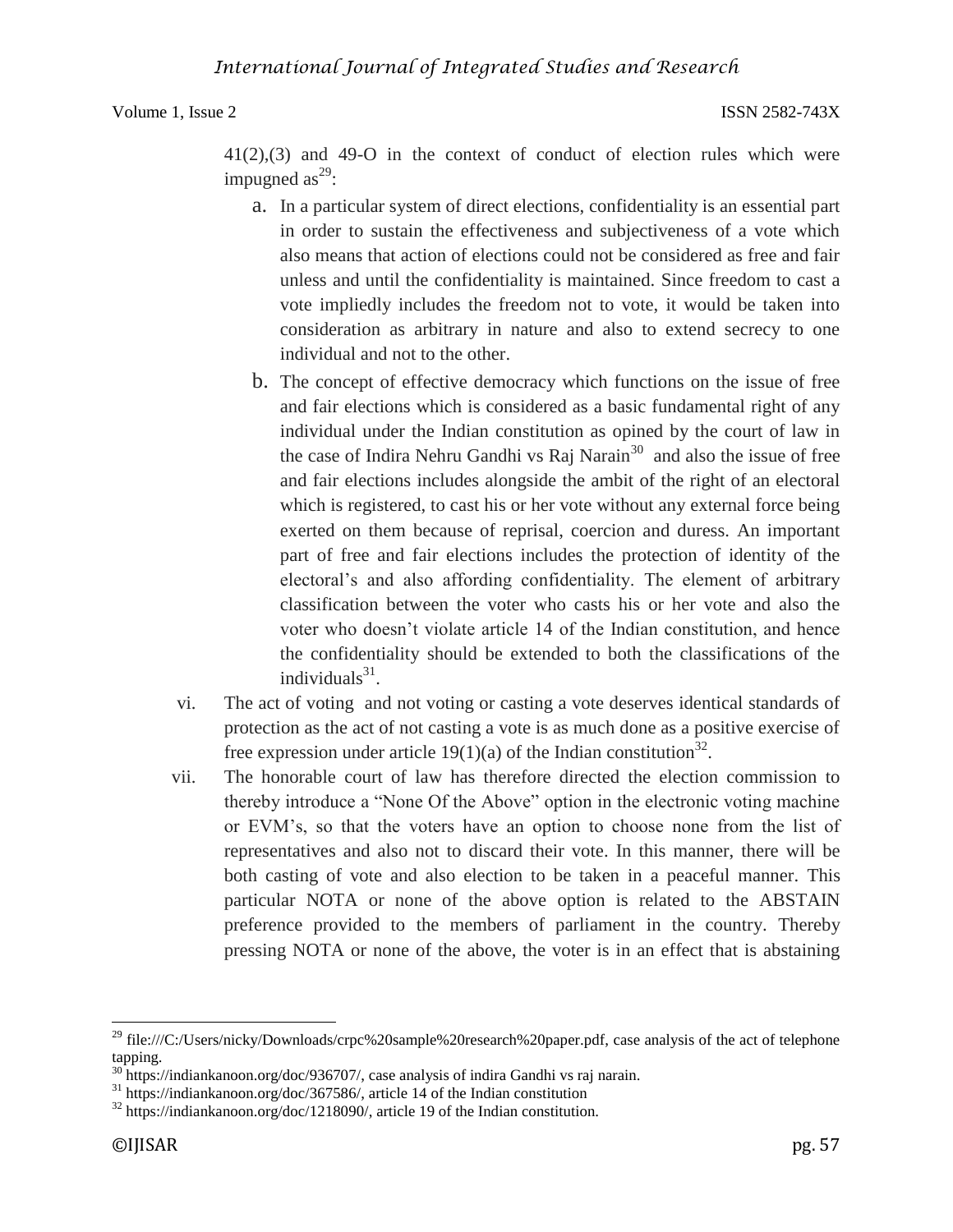41(2),(3) and 49-O in the context of conduct of election rules which were impugned as[29]:

a. In a particular system of direct elections, confidentiality is an essential part in order to sustain the effectiveness and subjectiveness of a vote which also means that action of elections could not be considered as free and fair unless and until the confidentiality is maintained. Since freedom to cast a vote impliedly includes the freedom not to vote, it would be taken into consideration as arbitrary in nature and also to extend secrecy to one individual and not to the other.

b. The concept of effective democracy which functions on the issue of free and fair elections which is considered as a basic fundamental right of any individual under the Indian constitution as opined by the court of law in the case of Indira Nehru Gandhi vs Raj Narain[30] and also the issue of free and fair elections includes alongside the ambit of the right of an electoral which is registered, to cast his or her vote without any external force being exerted on them because of reprisal, coercion and duress. An important part of free and fair elections includes the protection of identity of the electoral's and also affording confidentiality. The element of arbitrary classification between the voter who casts his or her vote and also the voter who doesn't violate article 14 of the Indian constitution, and hence the confidentiality should be extended to both the classifications of the individuals[31].

vi. The act of voting and not voting or casting a vote deserves identical standards of protection as the act of not casting a vote is as much done as a positive exercise of free expression under article 19(1)(a) of the Indian constitution[32].

vii. The honorable court of law has therefore directed the election commission to thereby introduce a "None Of the Above" option in the electronic voting machine or EVM's, so that the voters have an option to choose none from the list of representatives and also not to discard their vote. In this manner, there will be both casting of vote and also election to be taken in a peaceful manner. This particular NOTA or none of the above option is related to the ABSTAIN preference provided to the members of parliament in the country. Thereby pressing NOTA or none of the above, the voter is in an effect that is abstaining

---

[29] file:///C:/Users/nicky/Downloads/crpc%20sample%20research%20paper.pdf, case analysis of the act of telephone tapping.

[30] https://indiankanoon.org/doc/936707/, case analysis of indira Gandhi vs raj narain.

[31] https://indiankanoon.org/doc/367586/, article 14 of the Indian constitution

[32] https://indiankanoon.org/doc/1218090/, article 19 of the Indian constitution.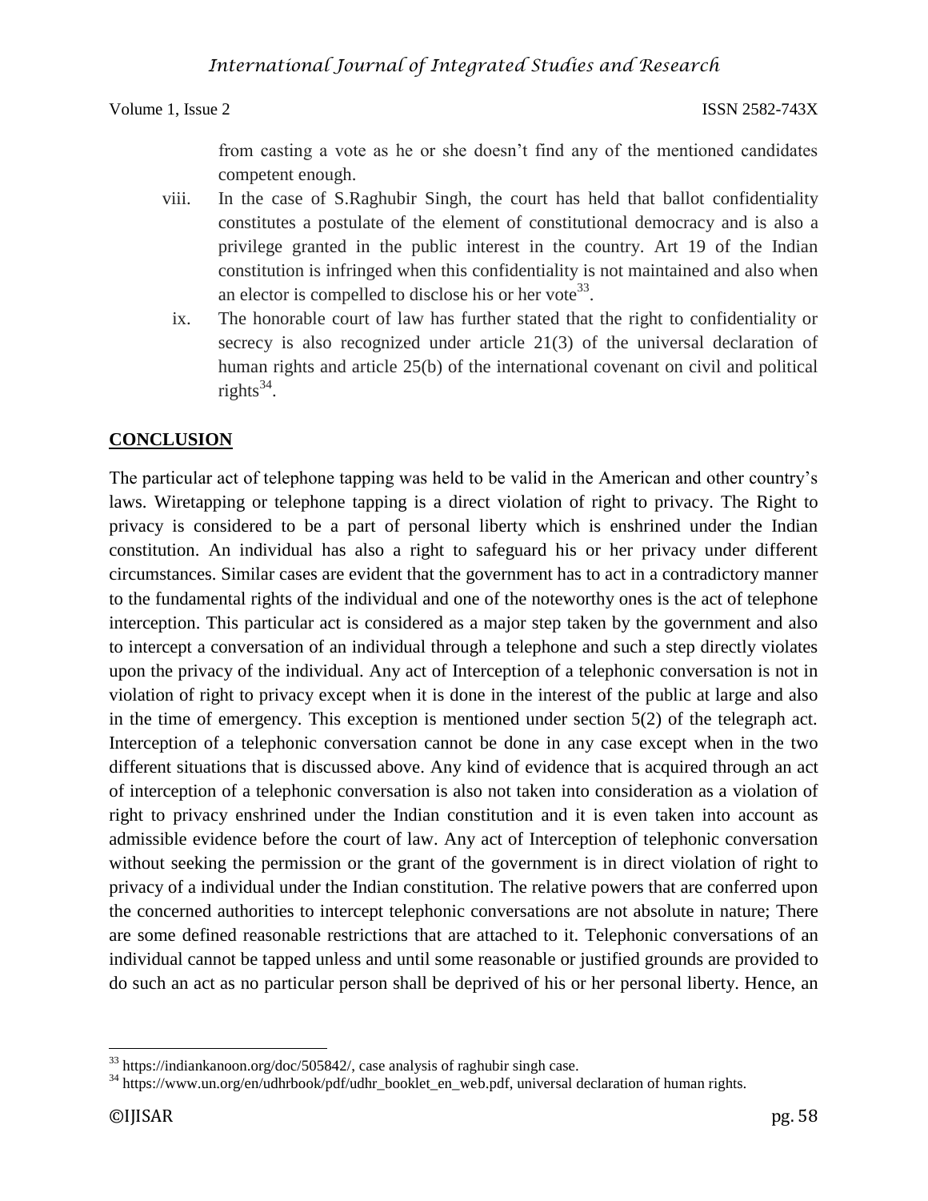from casting a vote as he or she doesn't find any of the mentioned candidates competent enough.

viii. In the case of S.Raghubir Singh, the court has held that ballot confidentiality constitutes a postulate of the element of constitutional democracy and is also a privilege granted in the public interest in the country. Art 19 of the Indian constitution is infringed when this confidentiality is not maintained and also when an elector is compelled to disclose his or her vote[33].

ix. The honorable court of law has further stated that the right to confidentiality or secrecy is also recognized under article 21(3) of the universal declaration of human rights and article 25(b) of the international covenant on civil and political rights[34].

## CONCLUSION

The particular act of telephone tapping was held to be valid in the American and other country's laws. Wiretapping or telephone tapping is a direct violation of right to privacy. The Right to privacy is considered to be a part of personal liberty which is enshrined under the Indian constitution. An individual has also a right to safeguard his or her privacy under different circumstances. Similar cases are evident that the government has to act in a contradictory manner to the fundamental rights of the individual and one of the noteworthy ones is the act of telephone interception. This particular act is considered as a major step taken by the government and also to intercept a conversation of an individual through a telephone and such a step directly violates upon the privacy of the individual. Any act of Interception of a telephonic conversation is not in violation of right to privacy except when it is done in the interest of the public at large and also in the time of emergency. This exception is mentioned under section 5(2) of the telegraph act. Interception of a telephonic conversation cannot be done in any case except when in the two different situations that is discussed above. Any kind of evidence that is acquired through an act of interception of a telephonic conversation is also not taken into consideration as a violation of right to privacy enshrined under the Indian constitution and it is even taken into account as admissible evidence before the court of law. Any act of Interception of telephonic conversation without seeking the permission or the grant of the government is in direct violation of right to privacy of a individual under the Indian constitution. The relative powers that are conferred upon the concerned authorities to intercept telephonic conversations are not absolute in nature; There are some defined reasonable restrictions that are attached to it. Telephonic conversations of an individual cannot be tapped unless and until some reasonable or justified grounds are provided to do such an act as no particular person shall be deprived of his or her personal liberty. Hence, an

---

[33] https://indiankanoon.org/doc/505842/, case analysis of raghubir singh case.

[34] https://www.un.org/en/udhrbook/pdf/udhr_booklet_en_web.pdf, universal declaration of human rights.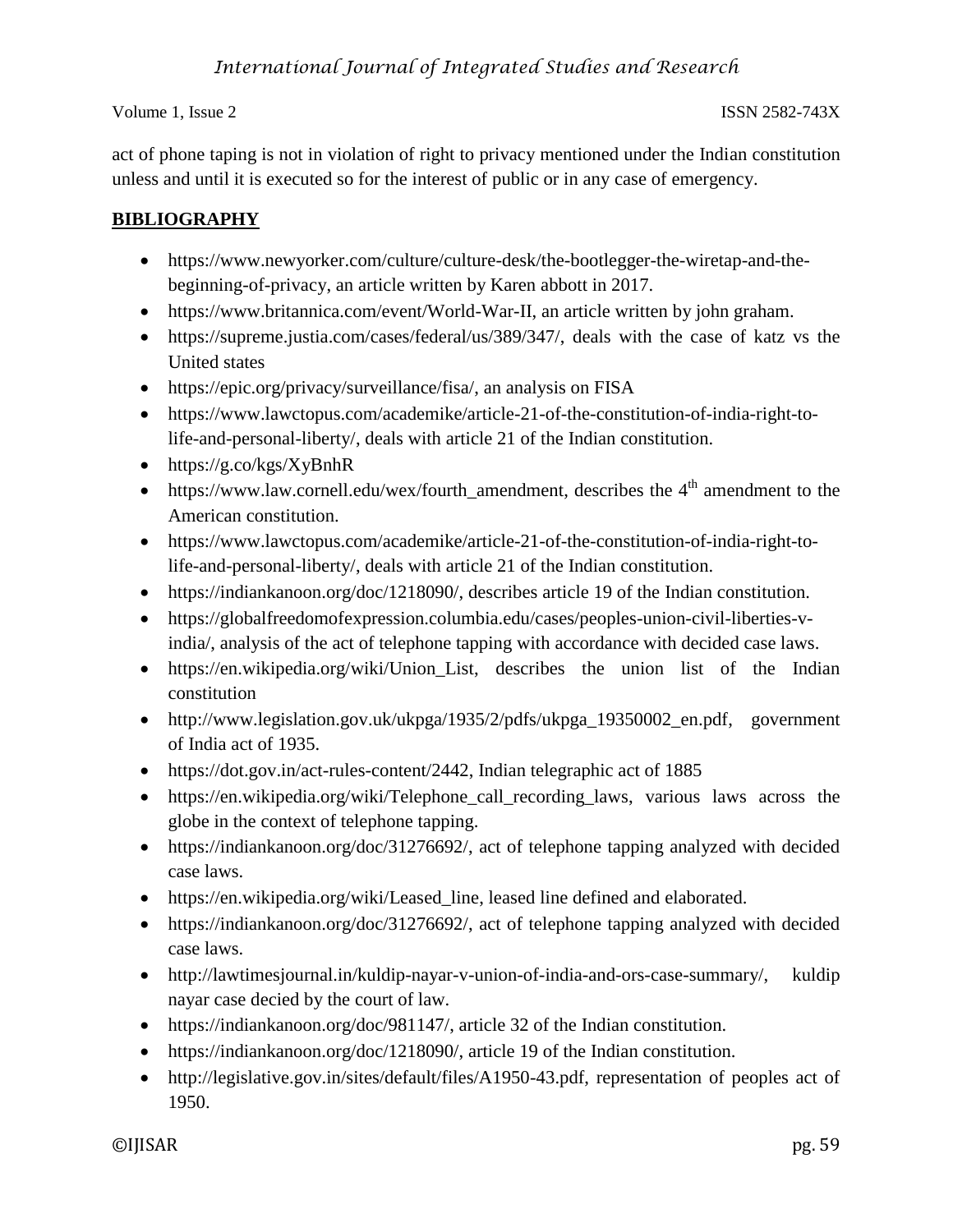act of phone taping is not in violation of right to privacy mentioned under the Indian constitution unless and until it is executed so for the interest of public or in any case of emergency.

## BIBLIOGRAPHY

- https://www.newyorker.com/culture/culture-desk/the-bootlegger-the-wiretap-and-the-beginning-of-privacy, an article written by Karen abbott in 2017.
- https://www.britannica.com/event/World-War-II, an article written by john graham.
- https://supreme.justia.com/cases/federal/us/389/347/, deals with the case of katz vs the United states
- https://epic.org/privacy/surveillance/fisa/, an analysis on FISA
- https://www.lawctopus.com/academike/article-21-of-the-constitution-of-india-right-to-life-and-personal-liberty/, deals with article 21 of the Indian constitution.
- https://g.co/kgs/XyBnhR
- https://www.law.cornell.edu/wex/fourth_amendment, describes the 4th amendment to the American constitution.
- https://www.lawctopus.com/academike/article-21-of-the-constitution-of-india-right-to-life-and-personal-liberty/, deals with article 21 of the Indian constitution.
- https://indiankanoon.org/doc/1218090/, describes article 19 of the Indian constitution.
- https://globalfreedomofexpression.columbia.edu/cases/peoples-union-civil-liberties-v-india/, analysis of the act of telephone tapping with accordance with decided case laws.
- https://en.wikipedia.org/wiki/Union_List, describes the union list of the Indian constitution
- http://www.legislation.gov.uk/ukpga/1935/2/pdfs/ukpga_19350002_en.pdf, government of India act of 1935.
- https://dot.gov.in/act-rules-content/2442, Indian telegraphic act of 1885
- https://en.wikipedia.org/wiki/Telephone_call_recording_laws, various laws across the globe in the context of telephone tapping.
- https://indiankanoon.org/doc/31276692/, act of telephone tapping analyzed with decided case laws.
- https://en.wikipedia.org/wiki/Leased_line, leased line defined and elaborated.
- https://indiankanoon.org/doc/31276692/, act of telephone tapping analyzed with decided case laws.
- http://lawtimesjournal.in/kuldip-nayar-v-union-of-india-and-ors-case-summary/, kuldip nayar case decied by the court of law.
- https://indiankanoon.org/doc/981147/, article 32 of the Indian constitution.
- https://indiankanoon.org/doc/1218090/, article 19 of the Indian constitution.
- http://legislative.gov.in/sites/default/files/A1950-43.pdf, representation of peoples act of 1950.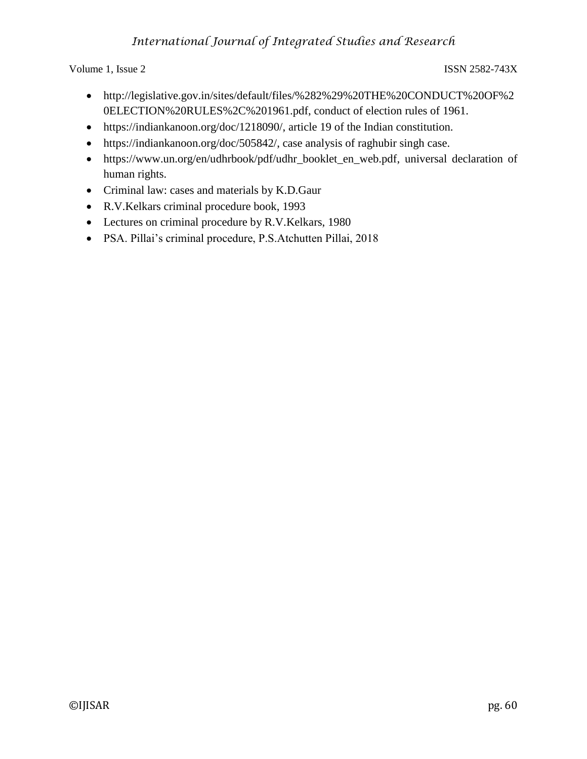- http://legislative.gov.in/sites/default/files/%282%29%20THE%20CONDUCT%20OF%20ELECTION%20RULES%2C%201961.pdf, conduct of election rules of 1961.
- https://indiankanoon.org/doc/1218090/, article 19 of the Indian constitution.
- https://indiankanoon.org/doc/505842/, case analysis of raghubir singh case.
- https://www.un.org/en/udhrbook/pdf/udhr_booklet_en_web.pdf, universal declaration of human rights.
- Criminal law: cases and materials by K.D.Gaur
- R.V.Kelkars criminal procedure book, 1993
- Lectures on criminal procedure by R.V.Kelkars, 1980
- PSA. Pillai's criminal procedure, P.S.Atchutten Pillai, 2018